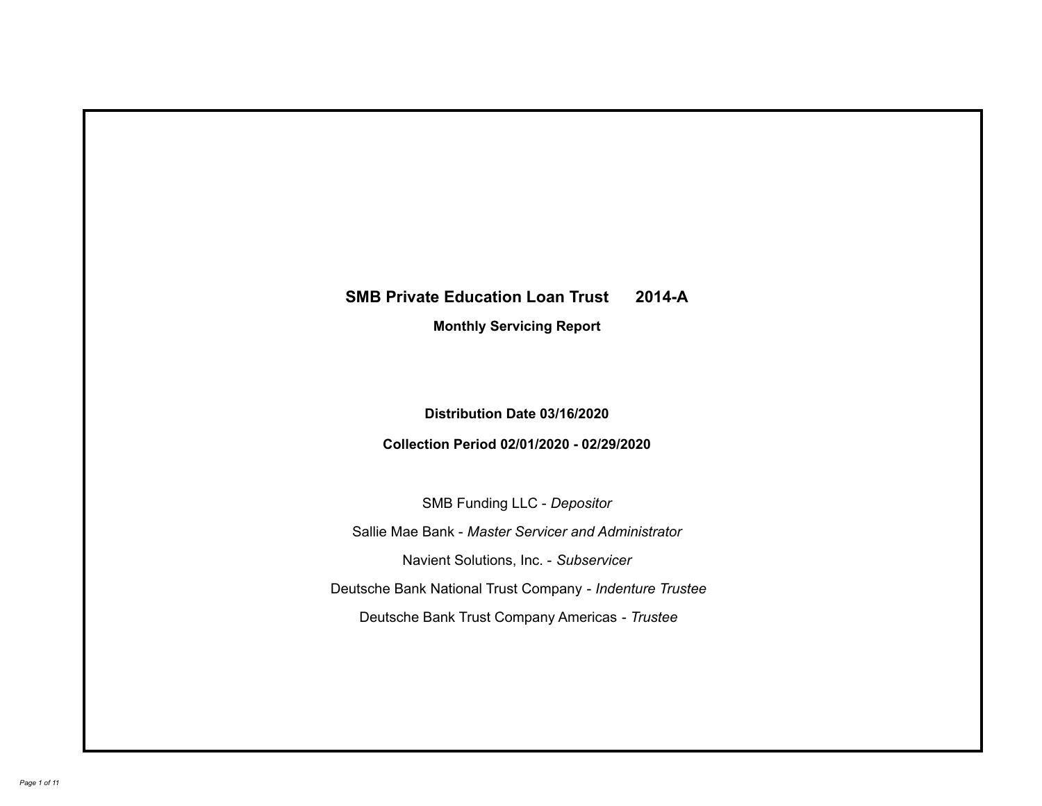# SMB Private Education Loan Trust 2014-A

## Monthly Servicing Report

**Distribution Date 03/16/2020**

**Collection Period 02/01/2020 - 02/29/2020**

SMB Funding LLC - *Depositor*

Sallie Mae Bank - *Master Servicer and Administrator*

Navient Solutions, Inc. - *Subservicer*

Deutsche Bank National Trust Company - *Indenture Trustee*

Deutsche Bank Trust Company Americas - *Trustee*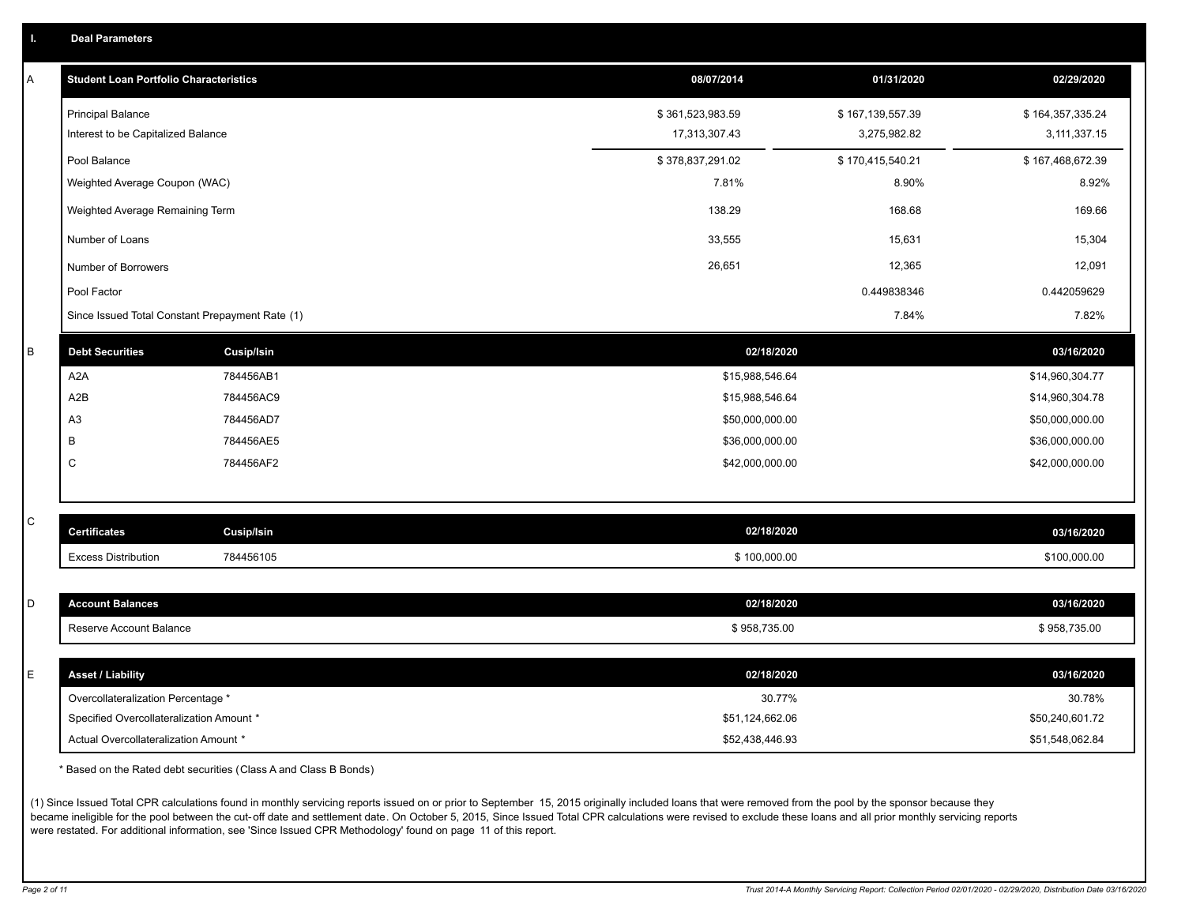# I. Deal Parameters

## A

| Student Loan Portfolio Characteristics | 08/07/2014 | 01/31/2020 | 02/29/2020 |
|---|---|---|---|
| Principal Balance | $ 361,523,983.59 | $ 167,139,557.39 | $ 164,357,335.24 |
| Interest to be Capitalized Balance | 17,313,307.43 | 3,275,982.82 | 3,111,337.15 |
| Pool Balance | $ 378,837,291.02 | $ 170,415,540.21 | $ 167,468,672.39 |
| Weighted Average Coupon (WAC) | 7.81% | 8.90% | 8.92% |
| Weighted Average Remaining Term | 138.29 | 168.68 | 169.66 |
| Number of Loans | 33,555 | 15,631 | 15,304 |
| Number of Borrowers | 26,651 | 12,365 | 12,091 |
| Pool Factor | | 0.449838346 | 0.442059629 |
| Since Issued Total Constant Prepayment Rate (1) | | 7.84% | 7.82% |

## B

| Debt Securities | Cusip/Isin | 02/18/2020 | 03/16/2020 |
|---|---|---|---|
| A2A | 784456AB1 | $15,988,546.64 | $14,960,304.77 |
| A2B | 784456AC9 | $15,988,546.64 | $14,960,304.78 |
| A3 | 784456AD7 | $50,000,000.00 | $50,000,000.00 |
| B | 784456AE5 | $36,000,000.00 | $36,000,000.00 |
| C | 784456AF2 | $42,000,000.00 | $42,000,000.00 |

## C

| Certificates | Cusip/Isin | 02/18/2020 | 03/16/2020 |
|---|---|---|---|
| Excess Distribution | 784456105 | $ 100,000.00 | $100,000.00 |

## D

| Account Balances | 02/18/2020 | 03/16/2020 |
|---|---|---|
| Reserve Account Balance | $ 958,735.00 | $ 958,735.00 |

## E

| Asset / Liability | 02/18/2020 | 03/16/2020 |
|---|---|---|
| Overcollateralization Percentage * | 30.77% | 30.78% |
| Specified Overcollateralization Amount * | $51,124,662.06 | $50,240,601.72 |
| Actual Overcollateralization Amount * | $52,438,446.93 | $51,548,062.84 |

* Based on the Rated debt securities (Class A and Class B Bonds)

(1) Since Issued Total CPR calculations found in monthly servicing reports issued on or prior to September 15, 2015 originally included loans that were removed from the pool by the sponsor because they became ineligible for the pool between the cut-off date and settlement date. On October 5, 2015, Since Issued Total CPR calculations were revised to exclude these loans and all prior monthly servicing reports were restated. For additional information, see 'Since Issued CPR Methodology' found on page 11 of this report.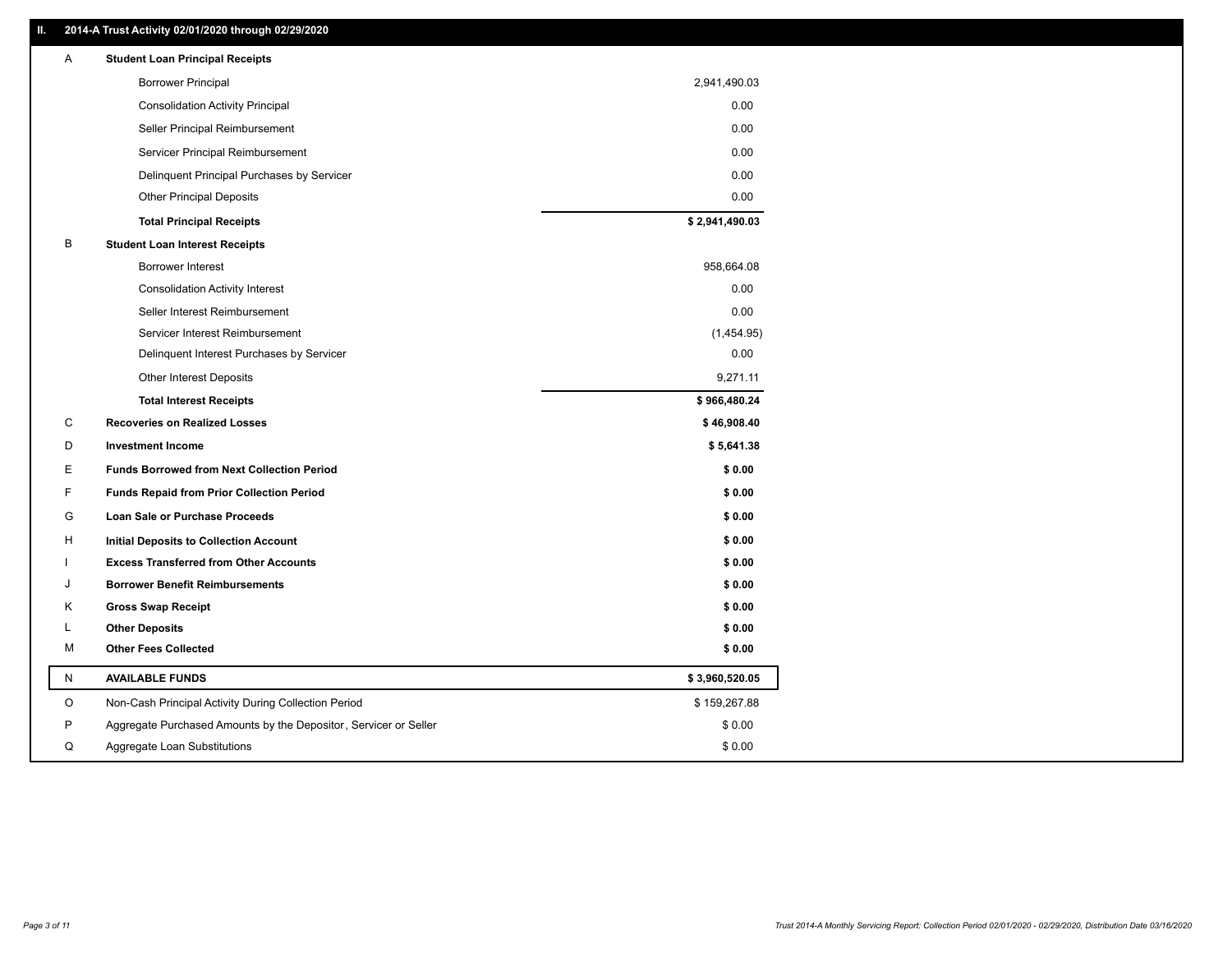## II. 2014-A Trust Activity 02/01/2020 through 02/29/2020

| | | |
|---|---|---|
| A | **Student Loan Principal Receipts** | |
| | Borrower Principal | 2,941,490.03 |
| | Consolidation Activity Principal | 0.00 |
| | Seller Principal Reimbursement | 0.00 |
| | Servicer Principal Reimbursement | 0.00 |
| | Delinquent Principal Purchases by Servicer | 0.00 |
| | Other Principal Deposits | 0.00 |
| | **Total Principal Receipts** | **$ 2,941,490.03** |
| B | **Student Loan Interest Receipts** | |
| | Borrower Interest | 958,664.08 |
| | Consolidation Activity Interest | 0.00 |
| | Seller Interest Reimbursement | 0.00 |
| | Servicer Interest Reimbursement | (1,454.95) |
| | Delinquent Interest Purchases by Servicer | 0.00 |
| | Other Interest Deposits | 9,271.11 |
| | **Total Interest Receipts** | **$ 966,480.24** |
| C | **Recoveries on Realized Losses** | **$ 46,908.40** |
| D | **Investment Income** | **$ 5,641.38** |
| E | **Funds Borrowed from Next Collection Period** | **$ 0.00** |
| F | **Funds Repaid from Prior Collection Period** | **$ 0.00** |
| G | **Loan Sale or Purchase Proceeds** | **$ 0.00** |
| H | **Initial Deposits to Collection Account** | **$ 0.00** |
| I | **Excess Transferred from Other Accounts** | **$ 0.00** |
| J | **Borrower Benefit Reimbursements** | **$ 0.00** |
| K | **Gross Swap Receipt** | **$ 0.00** |
| L | **Other Deposits** | **$ 0.00** |
| M | **Other Fees Collected** | **$ 0.00** |
| N | **AVAILABLE FUNDS** | **$ 3,960,520.05** |
| O | Non-Cash Principal Activity During Collection Period | $ 159,267.88 |
| P | Aggregate Purchased Amounts by the Depositor, Servicer or Seller | $ 0.00 |
| Q | Aggregate Loan Substitutions | $ 0.00 |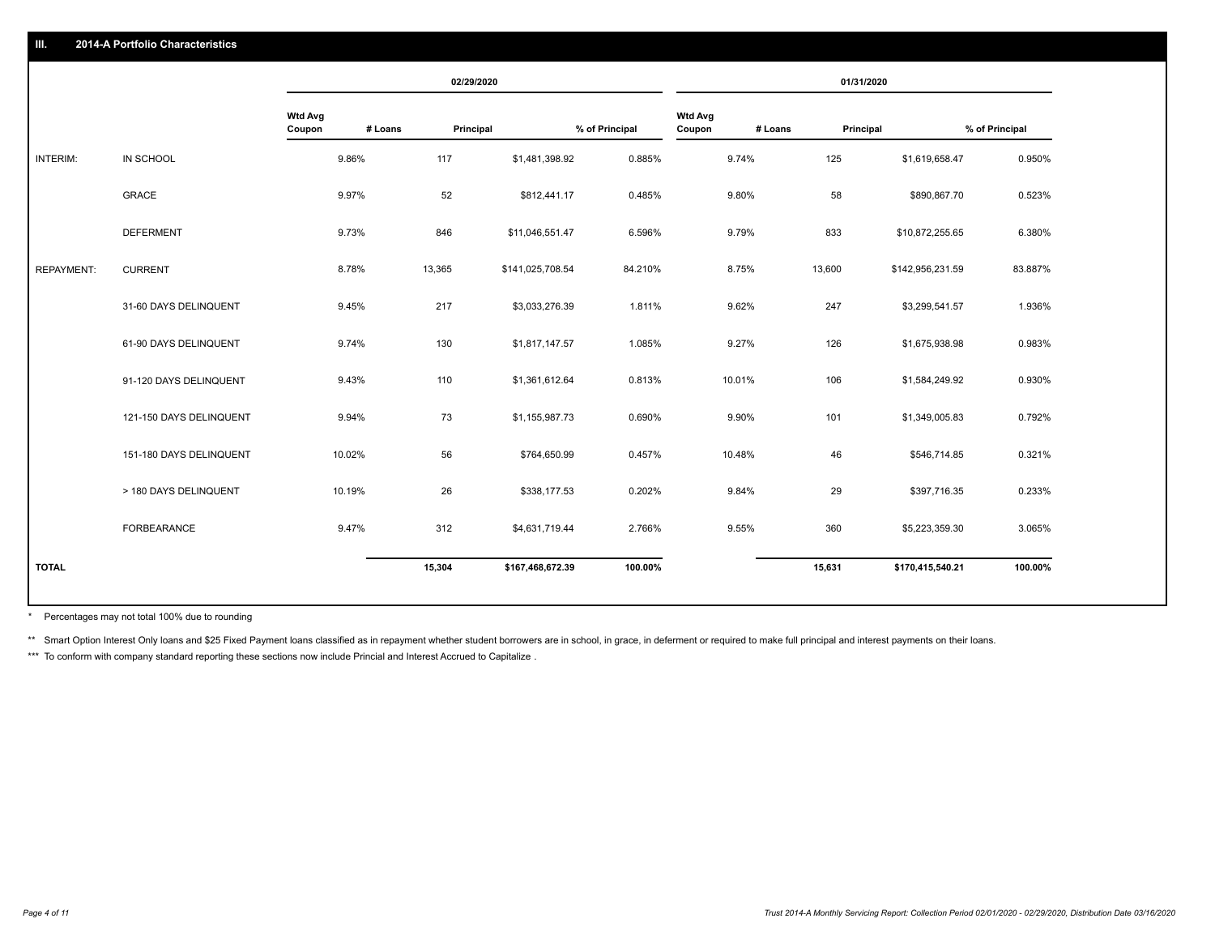## III. 2014-A Portfolio Characteristics

| | | 02/29/2020 | | | | 01/31/2020 | | | |
|---|---|---|---|---|---|---|---|---|---|
| | | Wtd Avg Coupon | # Loans | Principal | % of Principal | Wtd Avg Coupon | # Loans | Principal | % of Principal |
| INTERIM: | IN SCHOOL | 9.86% | 117 | $1,481,398.92 | 0.885% | 9.74% | 125 | $1,619,658.47 | 0.950% |
| | GRACE | 9.97% | 52 | $812,441.17 | 0.485% | 9.80% | 58 | $890,867.70 | 0.523% |
| | DEFERMENT | 9.73% | 846 | $11,046,551.47 | 6.596% | 9.79% | 833 | $10,872,255.65 | 6.380% |
| REPAYMENT: | CURRENT | 8.78% | 13,365 | $141,025,708.54 | 84.210% | 8.75% | 13,600 | $142,956,231.59 | 83.887% |
| | 31-60 DAYS DELINQUENT | 9.45% | 217 | $3,033,276.39 | 1.811% | 9.62% | 247 | $3,299,541.57 | 1.936% |
| | 61-90 DAYS DELINQUENT | 9.74% | 130 | $1,817,147.57 | 1.085% | 9.27% | 126 | $1,675,938.98 | 0.983% |
| | 91-120 DAYS DELINQUENT | 9.43% | 110 | $1,361,612.64 | 0.813% | 10.01% | 106 | $1,584,249.92 | 0.930% |
| | 121-150 DAYS DELINQUENT | 9.94% | 73 | $1,155,987.73 | 0.690% | 9.90% | 101 | $1,349,005.83 | 0.792% |
| | 151-180 DAYS DELINQUENT | 10.02% | 56 | $764,650.99 | 0.457% | 10.48% | 46 | $546,714.85 | 0.321% |
| | > 180 DAYS DELINQUENT | 10.19% | 26 | $338,177.53 | 0.202% | 9.84% | 29 | $397,716.35 | 0.233% |
| | FORBEARANCE | 9.47% | 312 | $4,631,719.44 | 2.766% | 9.55% | 360 | $5,223,359.30 | 3.065% |
| TOTAL | | | 15,304 | $167,468,672.39 | 100.00% | | 15,631 | $170,415,540.21 | 100.00% |

* Percentages may not total 100% due to rounding

** Smart Option Interest Only loans and $25 Fixed Payment loans classified as in repayment whether student borrowers are in school, in grace, in deferment or required to make full principal and interest payments on their loans.

*** To conform with company standard reporting these sections now include Princial and Interest Accrued to Capitalize .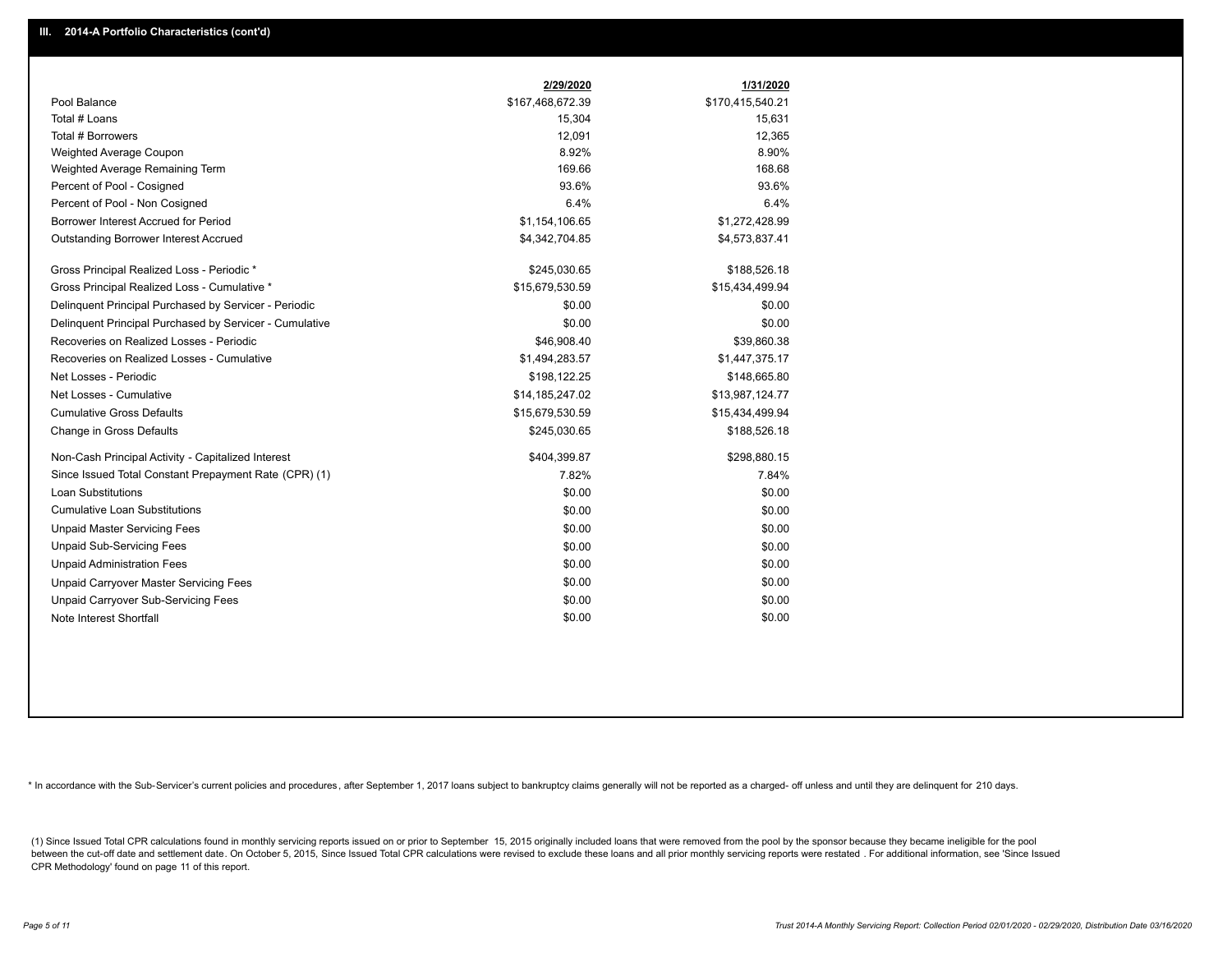## III. 2014-A Portfolio Characteristics (cont'd)

| | 2/29/2020 | 1/31/2020 |
|---|---|---|
| Pool Balance | $167,468,672.39 | $170,415,540.21 |
| Total # Loans | 15,304 | 15,631 |
| Total # Borrowers | 12,091 | 12,365 |
| Weighted Average Coupon | 8.92% | 8.90% |
| Weighted Average Remaining Term | 169.66 | 168.68 |
| Percent of Pool - Cosigned | 93.6% | 93.6% |
| Percent of Pool - Non Cosigned | 6.4% | 6.4% |
| Borrower Interest Accrued for Period | $1,154,106.65 | $1,272,428.99 |
| Outstanding Borrower Interest Accrued | $4,342,704.85 | $4,573,837.41 |
| Gross Principal Realized Loss - Periodic * | $245,030.65 | $188,526.18 |
| Gross Principal Realized Loss - Cumulative * | $15,679,530.59 | $15,434,499.94 |
| Delinquent Principal Purchased by Servicer - Periodic | $0.00 | $0.00 |
| Delinquent Principal Purchased by Servicer - Cumulative | $0.00 | $0.00 |
| Recoveries on Realized Losses - Periodic | $46,908.40 | $39,860.38 |
| Recoveries on Realized Losses - Cumulative | $1,494,283.57 | $1,447,375.17 |
| Net Losses - Periodic | $198,122.25 | $148,665.80 |
| Net Losses - Cumulative | $14,185,247.02 | $13,987,124.77 |
| Cumulative Gross Defaults | $15,679,530.59 | $15,434,499.94 |
| Change in Gross Defaults | $245,030.65 | $188,526.18 |
| Non-Cash Principal Activity - Capitalized Interest | $404,399.87 | $298,880.15 |
| Since Issued Total Constant Prepayment Rate (CPR) (1) | 7.82% | 7.84% |
| Loan Substitutions | $0.00 | $0.00 |
| Cumulative Loan Substitutions | $0.00 | $0.00 |
| Unpaid Master Servicing Fees | $0.00 | $0.00 |
| Unpaid Sub-Servicing Fees | $0.00 | $0.00 |
| Unpaid Administration Fees | $0.00 | $0.00 |
| Unpaid Carryover Master Servicing Fees | $0.00 | $0.00 |
| Unpaid Carryover Sub-Servicing Fees | $0.00 | $0.00 |
| Note Interest Shortfall | $0.00 | $0.00 |

* In accordance with the Sub-Servicer's current policies and procedures, after September 1, 2017 loans subject to bankruptcy claims generally will not be reported as a charged- off unless and until they are delinquent for 210 days.

(1) Since Issued Total CPR calculations found in monthly servicing reports issued on or prior to September 15, 2015 originally included loans that were removed from the pool by the sponsor because they became ineligible for the pool between the cut-off date and settlement date. On October 5, 2015, Since Issued Total CPR calculations were revised to exclude these loans and all prior monthly servicing reports were restated . For additional information, see 'Since Issued CPR Methodology' found on page 11 of this report.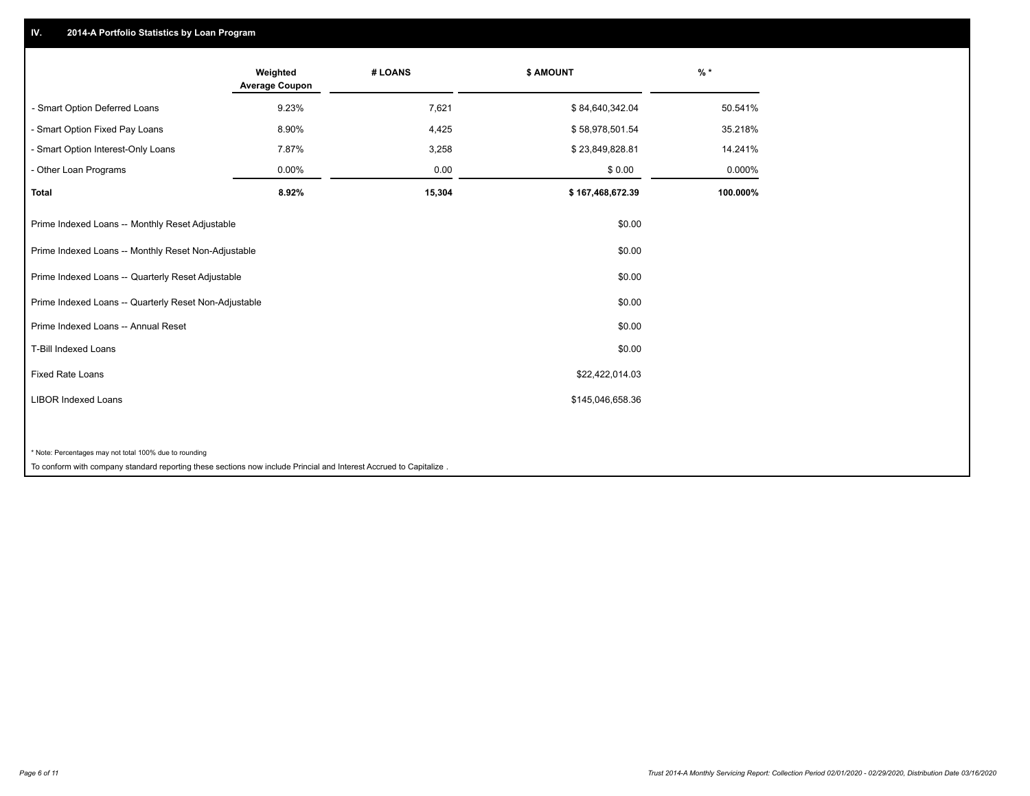## IV. 2014-A Portfolio Statistics by Loan Program

| | Weighted Average Coupon | # LOANS | $ AMOUNT | % * |
|---|---|---|---|---|
| - Smart Option Deferred Loans | 9.23% | 7,621 | $ 84,640,342.04 | 50.541% |
| - Smart Option Fixed Pay Loans | 8.90% | 4,425 | $ 58,978,501.54 | 35.218% |
| - Smart Option Interest-Only Loans | 7.87% | 3,258 | $ 23,849,828.81 | 14.241% |
| - Other Loan Programs | 0.00% | 0.00 | $ 0.00 | 0.000% |
| **Total** | **8.92%** | **15,304** | **$ 167,468,672.39** | **100.000%** |

| | |
|---|---|
| Prime Indexed Loans -- Monthly Reset Adjustable | $0.00 |
| Prime Indexed Loans -- Monthly Reset Non-Adjustable | $0.00 |
| Prime Indexed Loans -- Quarterly Reset Adjustable | $0.00 |
| Prime Indexed Loans -- Quarterly Reset Non-Adjustable | $0.00 |
| Prime Indexed Loans -- Annual Reset | $0.00 |
| T-Bill Indexed Loans | $0.00 |
| Fixed Rate Loans | $22,422,014.03 |
| LIBOR Indexed Loans | $145,046,658.36 |

* Note: Percentages may not total 100% due to rounding

To conform with company standard reporting these sections now include Princial and Interest Accrued to Capitalize .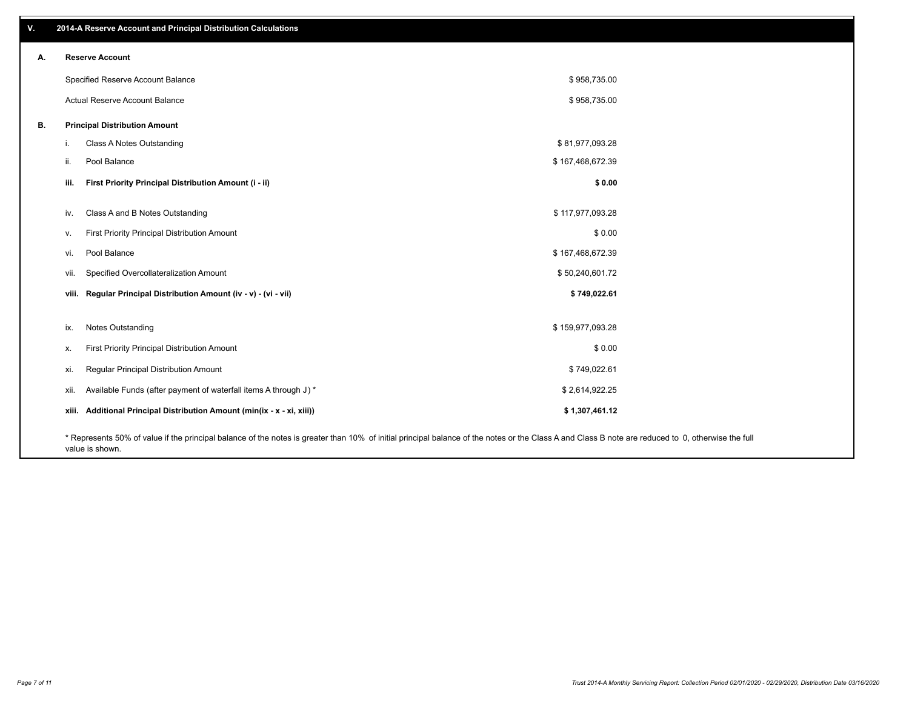## V. 2014-A Reserve Account and Principal Distribution Calculations

### A. Reserve Account

| | |
|---|---|
| Specified Reserve Account Balance | $ 958,735.00 |
| Actual Reserve Account Balance | $ 958,735.00 |

### B. Principal Distribution Amount

| | | |
|---|---|---|
| i. | Class A Notes Outstanding | $ 81,977,093.28 |
| ii. | Pool Balance | $ 167,468,672.39 |
| **iii.** | **First Priority Principal Distribution Amount (i - ii)** | **$ 0.00** |
| iv. | Class A and B Notes Outstanding | $ 117,977,093.28 |
| v. | First Priority Principal Distribution Amount | $ 0.00 |
| vi. | Pool Balance | $ 167,468,672.39 |
| vii. | Specified Overcollateralization Amount | $ 50,240,601.72 |
| **viii.** | **Regular Principal Distribution Amount (iv - v) - (vi - vii)** | **$ 749,022.61** |
| ix. | Notes Outstanding | $ 159,977,093.28 |
| x. | First Priority Principal Distribution Amount | $ 0.00 |
| xi. | Regular Principal Distribution Amount | $ 749,022.61 |
| xii. | Available Funds (after payment of waterfall items A through J) * | $ 2,614,922.25 |
| **xiii.** | **Additional Principal Distribution Amount (min(ix - x - xi, xiii))** | **$ 1,307,461.12** |

* Represents 50% of value if the principal balance of the notes is greater than 10% of initial principal balance of the notes or the Class A and Class B note are reduced to 0, otherwise the full value is shown.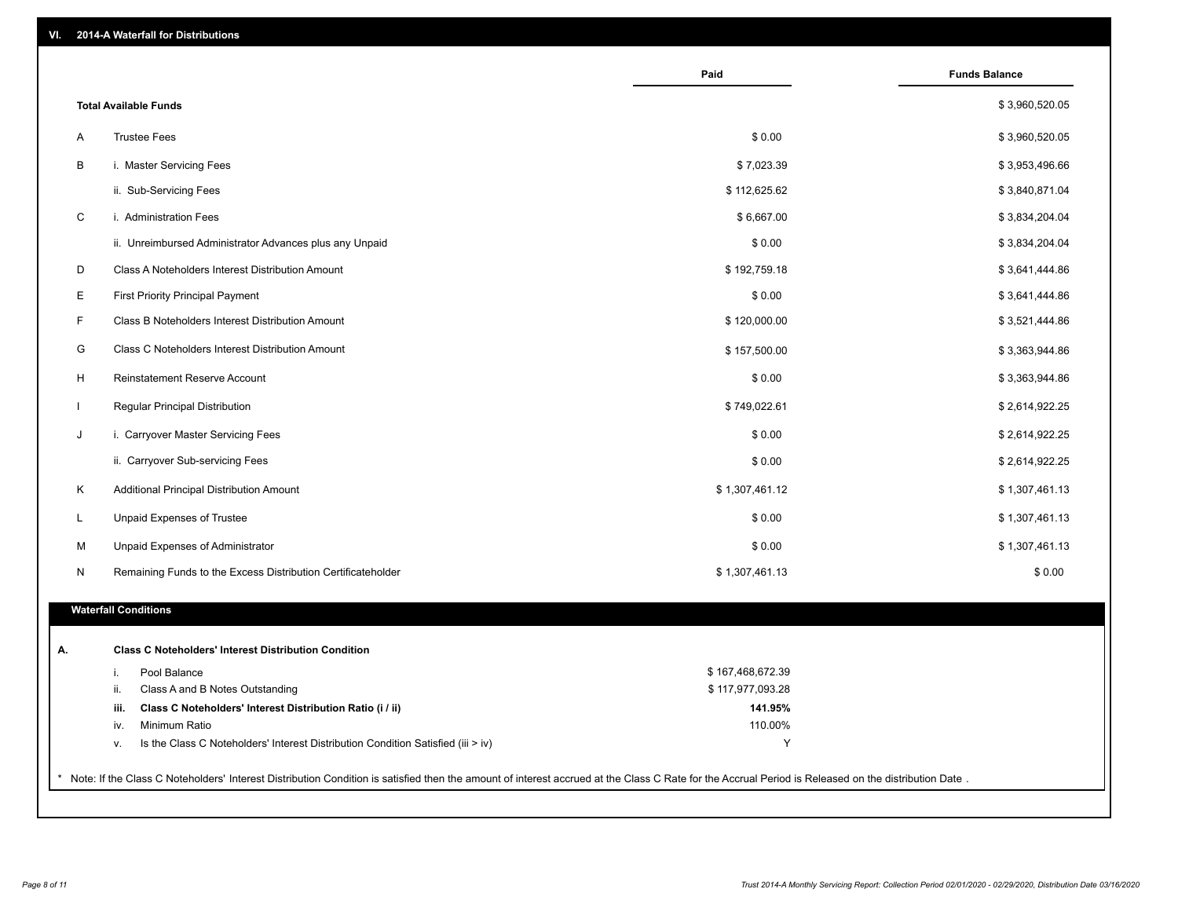## VI. 2014-A Waterfall for Distributions

| | | Paid | Funds Balance |
|---|---|---|---|
| | **Total Available Funds** | | $ 3,960,520.05 |
| A | Trustee Fees | $ 0.00 | $ 3,960,520.05 |
| B | i. Master Servicing Fees | $ 7,023.39 | $ 3,953,496.66 |
| | ii. Sub-Servicing Fees | $ 112,625.62 | $ 3,840,871.04 |
| C | i. Administration Fees | $ 6,667.00 | $ 3,834,204.04 |
| | ii. Unreimbursed Administrator Advances plus any Unpaid | $ 0.00 | $ 3,834,204.04 |
| D | Class A Noteholders Interest Distribution Amount | $ 192,759.18 | $ 3,641,444.86 |
| E | First Priority Principal Payment | $ 0.00 | $ 3,641,444.86 |
| F | Class B Noteholders Interest Distribution Amount | $ 120,000.00 | $ 3,521,444.86 |
| G | Class C Noteholders Interest Distribution Amount | $ 157,500.00 | $ 3,363,944.86 |
| H | Reinstatement Reserve Account | $ 0.00 | $ 3,363,944.86 |
| I | Regular Principal Distribution | $ 749,022.61 | $ 2,614,922.25 |
| J | i. Carryover Master Servicing Fees | $ 0.00 | $ 2,614,922.25 |
| | ii. Carryover Sub-servicing Fees | $ 0.00 | $ 2,614,922.25 |
| K | Additional Principal Distribution Amount | $ 1,307,461.12 | $ 1,307,461.13 |
| L | Unpaid Expenses of Trustee | $ 0.00 | $ 1,307,461.13 |
| M | Unpaid Expenses of Administrator | $ 0.00 | $ 1,307,461.13 |
| N | Remaining Funds to the Excess Distribution Certificateholder | $ 1,307,461.13 | $ 0.00 |

### Waterfall Conditions

| | | |
|---|---|---|
| **A.** | **Class C Noteholders' Interest Distribution Condition** | |
| i. | Pool Balance | $ 167,468,672.39 |
| ii. | Class A and B Notes Outstanding | $ 117,977,093.28 |
| **iii.** | **Class C Noteholders' Interest Distribution Ratio (i / ii)** | **141.95%** |
| iv. | Minimum Ratio | 110.00% |
| v. | Is the Class C Noteholders' Interest Distribution Condition Satisfied (iii > iv) | Y |

* Note: If the Class C Noteholders' Interest Distribution Condition is satisfied then the amount of interest accrued at the Class C Rate for the Accrual Period is Released on the distribution Date .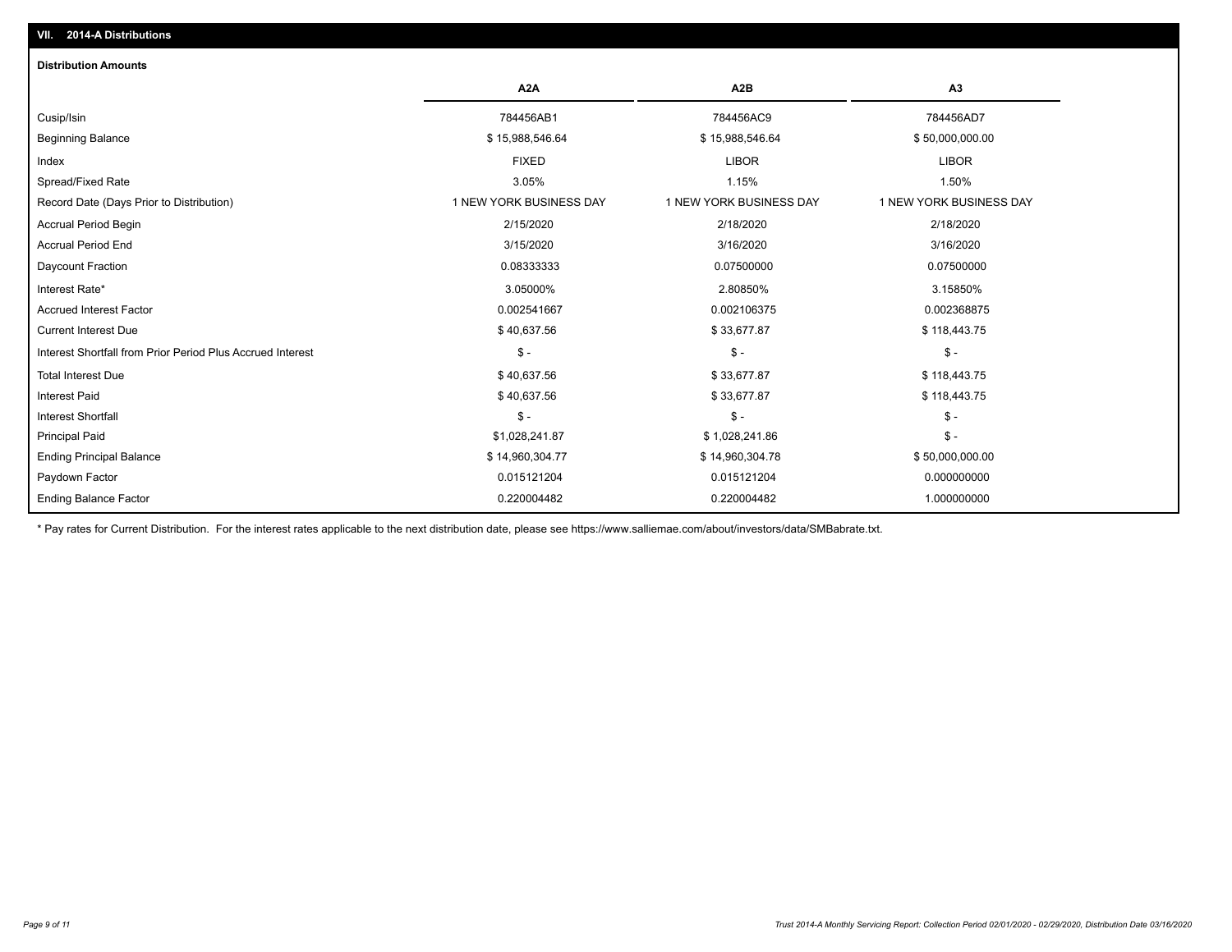## VII. 2014-A Distributions

### Distribution Amounts

| | A2A | A2B | A3 |
|---|---|---|---|
| Cusip/Isin | 784456AB1 | 784456AC9 | 784456AD7 |
| Beginning Balance | $ 15,988,546.64 | $ 15,988,546.64 | $ 50,000,000.00 |
| Index | FIXED | LIBOR | LIBOR |
| Spread/Fixed Rate | 3.05% | 1.15% | 1.50% |
| Record Date (Days Prior to Distribution) | 1 NEW YORK BUSINESS DAY | 1 NEW YORK BUSINESS DAY | 1 NEW YORK BUSINESS DAY |
| Accrual Period Begin | 2/15/2020 | 2/18/2020 | 2/18/2020 |
| Accrual Period End | 3/15/2020 | 3/16/2020 | 3/16/2020 |
| Daycount Fraction | 0.08333333 | 0.07500000 | 0.07500000 |
| Interest Rate* | 3.05000% | 2.80850% | 3.15850% |
| Accrued Interest Factor | 0.002541667 | 0.002106375 | 0.002368875 |
| Current Interest Due | $ 40,637.56 | $ 33,677.87 | $ 118,443.75 |
| Interest Shortfall from Prior Period Plus Accrued Interest | $ - | $ - | $ - |
| Total Interest Due | $ 40,637.56 | $ 33,677.87 | $ 118,443.75 |
| Interest Paid | $ 40,637.56 | $ 33,677.87 | $ 118,443.75 |
| Interest Shortfall | $ - | $ - | $ - |
| Principal Paid | $1,028,241.87 | $ 1,028,241.86 | $ - |
| Ending Principal Balance | $ 14,960,304.77 | $ 14,960,304.78 | $ 50,000,000.00 |
| Paydown Factor | 0.015121204 | 0.015121204 | 0.000000000 |
| Ending Balance Factor | 0.220004482 | 0.220004482 | 1.000000000 |

* Pay rates for Current Distribution. For the interest rates applicable to the next distribution date, please see https://www.salliemae.com/about/investors/data/SMBabrate.txt.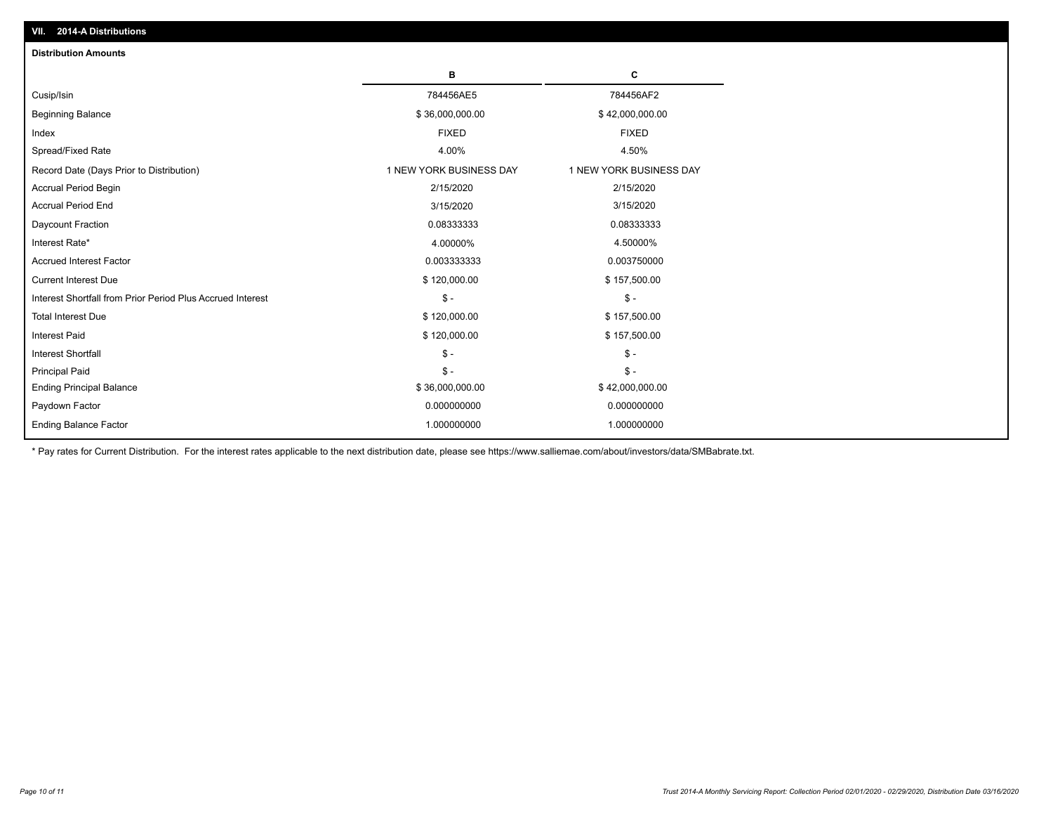## VII. 2014-A Distributions

### Distribution Amounts

| | B | C |
|---|---|---|
| Cusip/Isin | 784456AE5 | 784456AF2 |
| Beginning Balance | $ 36,000,000.00 | $ 42,000,000.00 |
| Index | FIXED | FIXED |
| Spread/Fixed Rate | 4.00% | 4.50% |
| Record Date (Days Prior to Distribution) | 1 NEW YORK BUSINESS DAY | 1 NEW YORK BUSINESS DAY |
| Accrual Period Begin | 2/15/2020 | 2/15/2020 |
| Accrual Period End | 3/15/2020 | 3/15/2020 |
| Daycount Fraction | 0.08333333 | 0.08333333 |
| Interest Rate* | 4.00000% | 4.50000% |
| Accrued Interest Factor | 0.003333333 | 0.003750000 |
| Current Interest Due | $ 120,000.00 | $ 157,500.00 |
| Interest Shortfall from Prior Period Plus Accrued Interest | $ - | $ - |
| Total Interest Due | $ 120,000.00 | $ 157,500.00 |
| Interest Paid | $ 120,000.00 | $ 157,500.00 |
| Interest Shortfall | $ - | $ - |
| Principal Paid | $ - | $ - |
| Ending Principal Balance | $ 36,000,000.00 | $ 42,000,000.00 |
| Paydown Factor | 0.000000000 | 0.000000000 |
| Ending Balance Factor | 1.000000000 | 1.000000000 |

* Pay rates for Current Distribution. For the interest rates applicable to the next distribution date, please see https://www.salliemae.com/about/investors/data/SMBabrate.txt.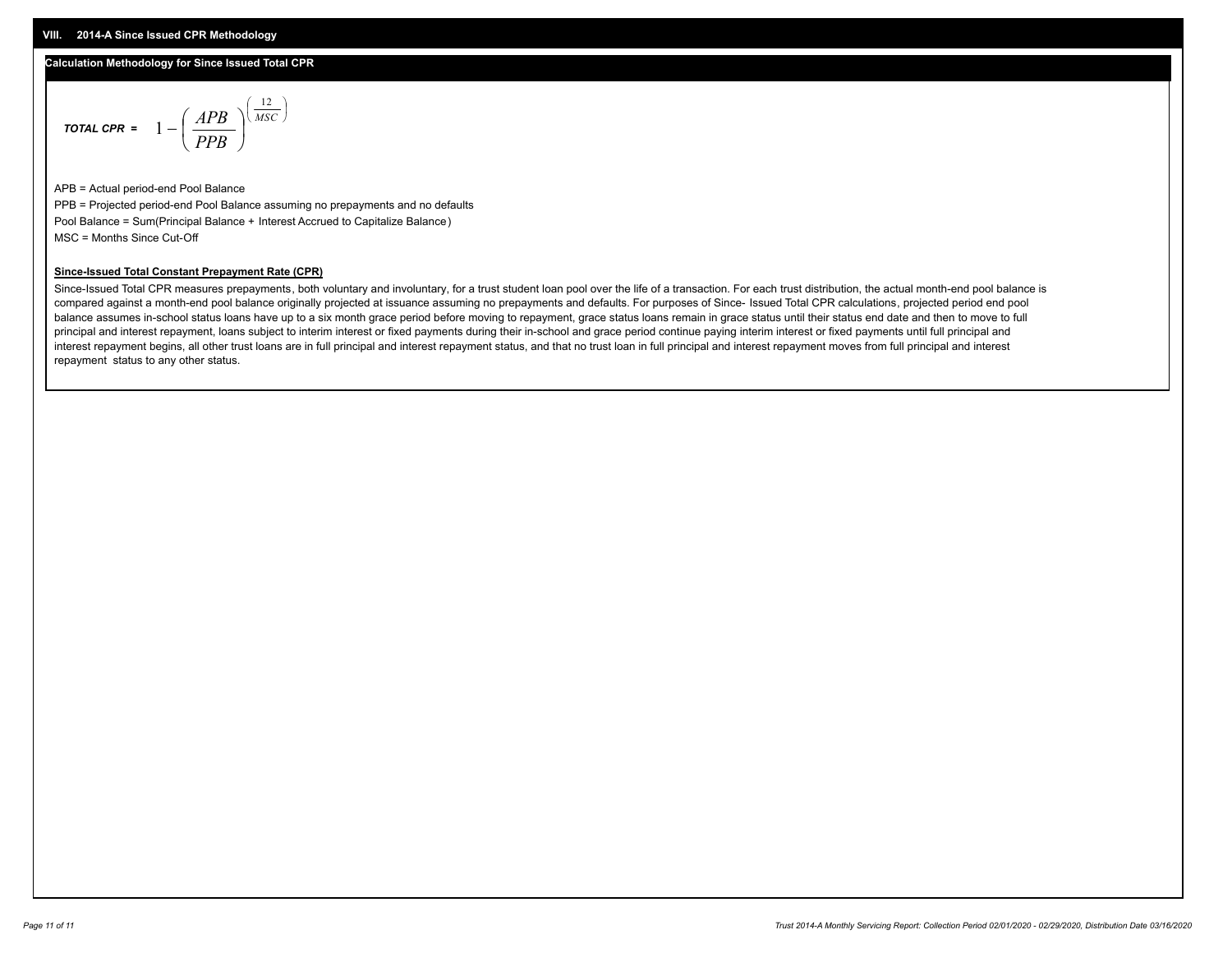## VIII. 2014-A Since Issued CPR Methodology

### Calculation Methodology for Since Issued Total CPR

***TOTAL CPR =*** $$1 - \left( \frac{APB}{PPB} \right)^{\left( \frac{12}{MSC} \right)}$$

APB = Actual period-end Pool Balance

PPB = Projected period-end Pool Balance assuming no prepayments and no defaults

Pool Balance = Sum(Principal Balance + Interest Accrued to Capitalize Balance)

MSC = Months Since Cut-Off

**Since-Issued Total Constant Prepayment Rate (CPR)**

Since-Issued Total CPR measures prepayments, both voluntary and involuntary, for a trust student loan pool over the life of a transaction. For each trust distribution, the actual month-end pool balance is compared against a month-end pool balance originally projected at issuance assuming no prepayments and defaults. For purposes of Since- Issued Total CPR calculations, projected period end pool balance assumes in-school status loans have up to a six month grace period before moving to repayment, grace status loans remain in grace status until their status end date and then to move to full principal and interest repayment, loans subject to interim interest or fixed payments during their in-school and grace period continue paying interim interest or fixed payments until full principal and interest repayment begins, all other trust loans are in full principal and interest repayment status, and that no trust loan in full principal and interest repayment moves from full principal and interest repayment status to any other status.